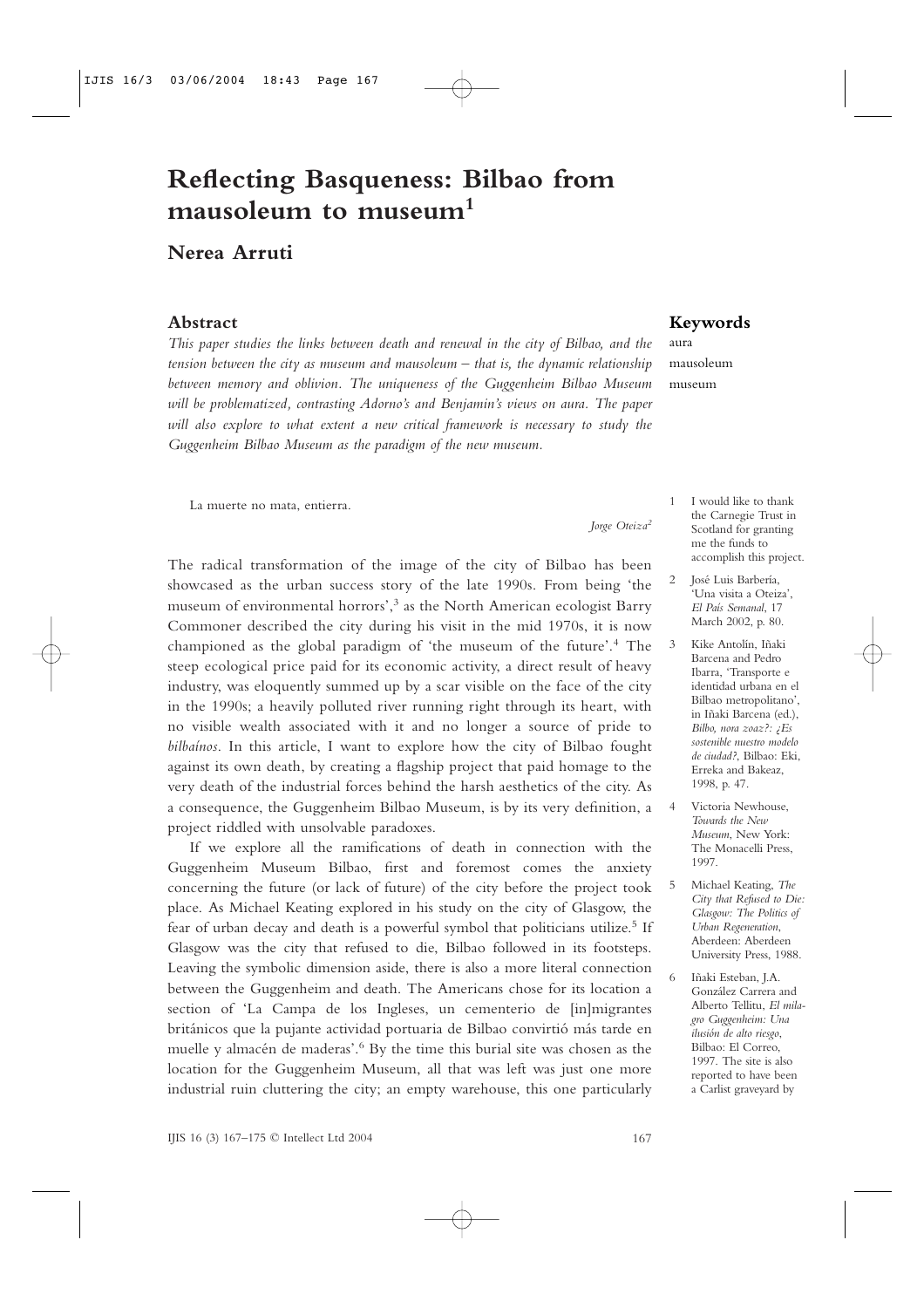# Reflecting Basqueness: Bilbao from mausoleum to museum[1]

## Nerea Arruti

### Abstract

*This paper studies the links between death and renewal in the city of Bilbao, and the tension between the city as museum and mausoleum – that is, the dynamic relationship between memory and oblivion. The uniqueness of the Guggenheim Bilbao Museum will be problematized, contrasting Adorno's and Benjamin's views on aura. The paper will also explore to what extent a new critical framework is necessary to study the Guggenheim Bilbao Museum as the paradigm of the new museum.*

### Keywords

aura
mausoleum
museum

> La muerte no mata, entierra.
>
> *Jorge Oteiza*[2]

The radical transformation of the image of the city of Bilbao has been showcased as the urban success story of the late 1990s. From being 'the museum of environmental horrors',[3] as the North American ecologist Barry Commoner described the city during his visit in the mid 1970s, it is now championed as the global paradigm of 'the museum of the future'.[4] The steep ecological price paid for its economic activity, a direct result of heavy industry, was eloquently summed up by a scar visible on the face of the city in the 1990s; a heavily polluted river running right through its heart, with no visible wealth associated with it and no longer a source of pride to *bilbaínos*. In this article, I want to explore how the city of Bilbao fought against its own death, by creating a flagship project that paid homage to the very death of the industrial forces behind the harsh aesthetics of the city. As a consequence, the Guggenheim Bilbao Museum, is by its very definition, a project riddled with unsolvable paradoxes.

If we explore all the ramifications of death in connection with the Guggenheim Museum Bilbao, first and foremost comes the anxiety concerning the future (or lack of future) of the city before the project took place. As Michael Keating explored in his study on the city of Glasgow, the fear of urban decay and death is a powerful symbol that politicians utilize.[5] If Glasgow was the city that refused to die, Bilbao followed in its footsteps. Leaving the symbolic dimension aside, there is also a more literal connection between the Guggenheim and death. The Americans chose for its location a section of 'La Campa de los Ingleses, un cementerio de [in]migrantes británicos que la pujante actividad portuaria de Bilbao convirtió más tarde en muelle y almacén de maderas'.[6] By the time this burial site was chosen as the location for the Guggenheim Museum, all that was left was just one more industrial ruin cluttering the city; an empty warehouse, this one particularly

1. I would like to thank the Carnegie Trust in Scotland for granting me the funds to accomplish this project.
2. José Luis Barbería, 'Una visita a Oteiza', *El País Semanal*, 17 March 2002, p. 80.
3. Kike Antolín, Iñaki Barcena and Pedro Ibarra, 'Transporte e identidad urbana en el Bilbao metropolitano', in Iñaki Barcena (ed.), *Bilbo, nora zoaz?: ¿Es sostenible nuestro modelo de ciudad?*, Bilbao: Eki, Erreka and Bakeaz, 1998, p. 47.
4. Victoria Newhouse, *Towards the New Museum*, New York: The Monacelli Press, 1997.
5. Michael Keating, *The City that Refused to Die: Glasgow: The Politics of Urban Regeneration*, Aberdeen: Aberdeen University Press, 1988.
6. Iñaki Esteban, J.A. González Carrera and Alberto Tellitu, *El milagro Guggenheim: Una ilusión de alto riesgo*, Bilbao: El Correo, 1997. The site is also reported to have been a Carlist graveyard by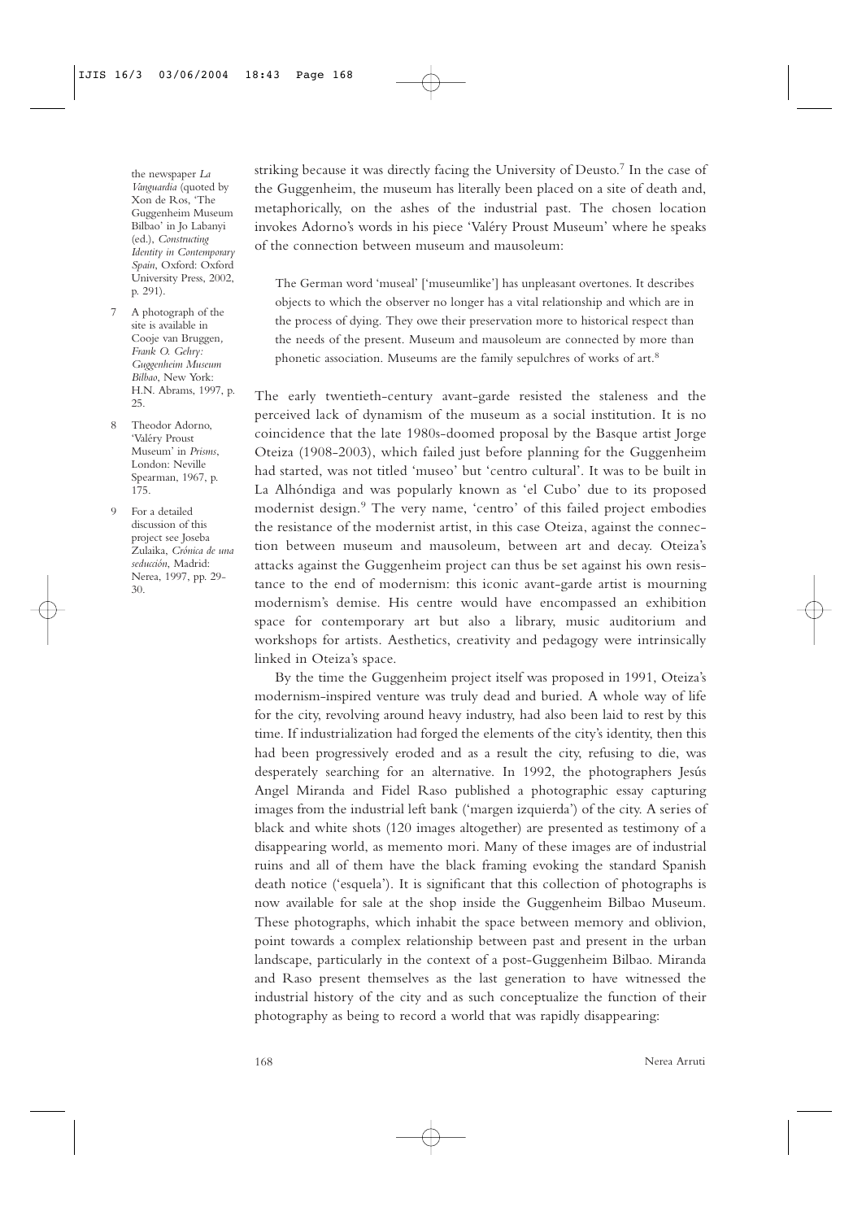striking because it was directly facing the University of Deusto.[7] In the case of the Guggenheim, the museum has literally been placed on a site of death and, metaphorically, on the ashes of the industrial past. The chosen location invokes Adorno's words in his piece 'Valéry Proust Museum' where he speaks of the connection between museum and mausoleum:

> The German word 'museal' ['museumlike'] has unpleasant overtones. It describes objects to which the observer no longer has a vital relationship and which are in the process of dying. They owe their preservation more to historical respect than the needs of the present. Museum and mausoleum are connected by more than phonetic association. Museums are the family sepulchres of works of art.[8]

The early twentieth-century avant-garde resisted the staleness and the perceived lack of dynamism of the museum as a social institution. It is no coincidence that the late 1980s-doomed proposal by the Basque artist Jorge Oteiza (1908-2003), which failed just before planning for the Guggenheim had started, was not titled 'museo' but 'centro cultural'. It was to be built in La Alhóndiga and was popularly known as 'el Cubo' due to its proposed modernist design.[9] The very name, 'centro' of this failed project embodies the resistance of the modernist artist, in this case Oteiza, against the connection between museum and mausoleum, between art and decay. Oteiza's attacks against the Guggenheim project can thus be set against his own resistance to the end of modernism: this iconic avant-garde artist is mourning modernism's demise. His centre would have encompassed an exhibition space for contemporary art but also a library, music auditorium and workshops for artists. Aesthetics, creativity and pedagogy were intrinsically linked in Oteiza's space.

By the time the Guggenheim project itself was proposed in 1991, Oteiza's modernism-inspired venture was truly dead and buried. A whole way of life for the city, revolving around heavy industry, had also been laid to rest by this time. If industrialization had forged the elements of the city's identity, then this had been progressively eroded and as a result the city, refusing to die, was desperately searching for an alternative. In 1992, the photographers Jesús Angel Miranda and Fidel Raso published a photographic essay capturing images from the industrial left bank ('margen izquierda') of the city. A series of black and white shots (120 images altogether) are presented as testimony of a disappearing world, as memento mori. Many of these images are of industrial ruins and all of them have the black framing evoking the standard Spanish death notice ('esquela'). It is significant that this collection of photographs is now available for sale at the shop inside the Guggenheim Bilbao Museum. These photographs, which inhabit the space between memory and oblivion, point towards a complex relationship between past and present in the urban landscape, particularly in the context of a post-Guggenheim Bilbao. Miranda and Raso present themselves as the last generation to have witnessed the industrial history of the city and as such conceptualize the function of their photography as being to record a world that was rapidly disappearing:

---

the newspaper *La Vanguardia* (quoted by Xon de Ros, 'The Guggenheim Museum Bilbao' in Jo Labanyi (ed.), *Constructing Identity in Contemporary Spain*, Oxford: Oxford University Press, 2002, p. 291).

7 A photograph of the site is available in Cooje van Bruggen, *Frank O. Gehry: Guggenheim Museum Bilbao*, New York: H.N. Abrams, 1997, p. 25.

8 Theodor Adorno, 'Valéry Proust Museum' in *Prisms*, London: Neville Spearman, 1967, p. 175.

9 For a detailed discussion of this project see Joseba Zulaika, *Crónica de una seducción*, Madrid: Nerea, 1997, pp. 29-30.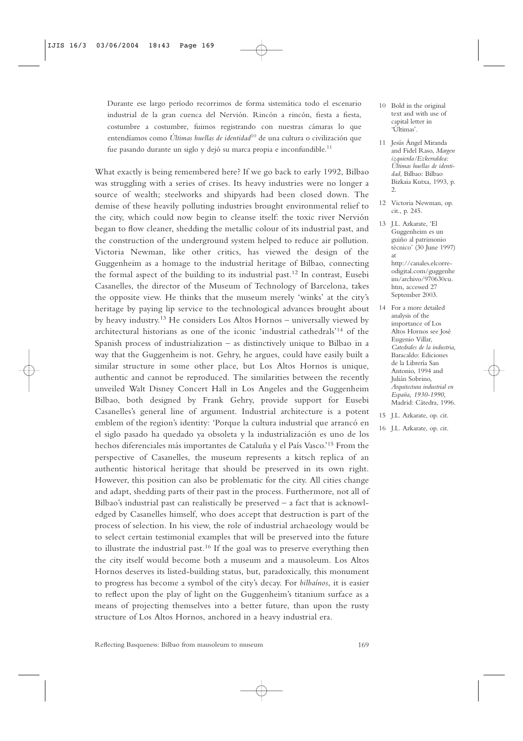> Durante ese largo período recorrimos de forma sistemática todo el escenario industrial de la gran cuenca del Nervión. Rincón a rincón, fiesta a fiesta, costumbre a costumbre, fuimos registrando con nuestras cámaras lo que entendíamos como *Últimas huellas de identidad*[10] de una cultura o civilización que fue pasando durante un siglo y dejó su marca propia e inconfundible.[11]

What exactly is being remembered here? If we go back to early 1992, Bilbao was struggling with a series of crises. Its heavy industries were no longer a source of wealth; steelworks and shipyards had been closed down. The demise of these heavily polluting industries brought environmental relief to the city, which could now begin to cleanse itself: the toxic river Nervión began to flow cleaner, shedding the metallic colour of its industrial past, and the construction of the underground system helped to reduce air pollution. Victoria Newman, like other critics, has viewed the design of the Guggenheim as a homage to the industrial heritage of Bilbao, connecting the formal aspect of the building to its industrial past.[12] In contrast, Eusebi Casanelles, the director of the Museum of Technology of Barcelona, takes the opposite view. He thinks that the museum merely 'winks' at the city's heritage by paying lip service to the technological advances brought about by heavy industry.[13] He considers Los Altos Hornos – universally viewed by architectural historians as one of the iconic 'industrial cathedrals'[14] of the Spanish process of industrialization – as distinctively unique to Bilbao in a way that the Guggenheim is not. Gehry, he argues, could have easily built a similar structure in some other place, but Los Altos Hornos is unique, authentic and cannot be reproduced. The similarities between the recently unveiled Walt Disney Concert Hall in Los Angeles and the Guggenheim Bilbao, both designed by Frank Gehry, provide support for Eusebi Casanelles's general line of argument. Industrial architecture is a potent emblem of the region's identity: 'Porque la cultura industrial que arrancó en el siglo pasado ha quedado ya obsoleta y la industrialización es uno de los hechos diferenciales más importantes de Cataluña y el País Vasco.'[15] From the perspective of Casanelles, the museum represents a kitsch replica of an authentic historical heritage that should be preserved in its own right. However, this position can also be problematic for the city. All cities change and adapt, shedding parts of their past in the process. Furthermore, not all of Bilbao's industrial past can realistically be preserved – a fact that is acknowledged by Casanelles himself, who does accept that destruction is part of the process of selection. In his view, the role of industrial archaeology would be to select certain testimonial examples that will be preserved into the future to illustrate the industrial past.[16] If the goal was to preserve everything then the city itself would become both a museum and a mausoleum. Los Altos Hornos deserves its listed-building status, but, paradoxically, this monument to progress has become a symbol of the city's decay. For *bilbaínos*, it is easier to reflect upon the play of light on the Guggenheim's titanium surface as a means of projecting themselves into a better future, than upon the rusty structure of Los Altos Hornos, anchored in a heavy industrial era.

10 Bold in the original text and with use of capital letter in 'Últimas'.

11 Jesús Ángel Miranda and Fidel Raso, *Margen izquierda/Ezkerraldea: Últimas huellas de identidad*, Bilbao: Bilbao Bizkaia Kutxa, 1993, p. 2.

12 Victoria Newman, op. cit., p. 245.

13 J.L. Azkarate, 'El Guggenheim es un guiño al patrimonio técnico' (30 June 1997) at http://canales.elcorreodigital.com/guggenheim/archivo/970630cu.htm, accessed 27 September 2003.

14 For a more detailed analysis of the importance of Los Altos Hornos see José Eugenio Villar, *Catedrales de la industria*, Baracaldo: Ediciones de la Librería San Antonio, 1994 and Julián Sobrino, *Arquitectura industrial en España, 1930-1990*, Madrid: Cátedra, 1996.

15 J.L. Azkarate, op. cit.

16 J.L. Azkarate, op. cit.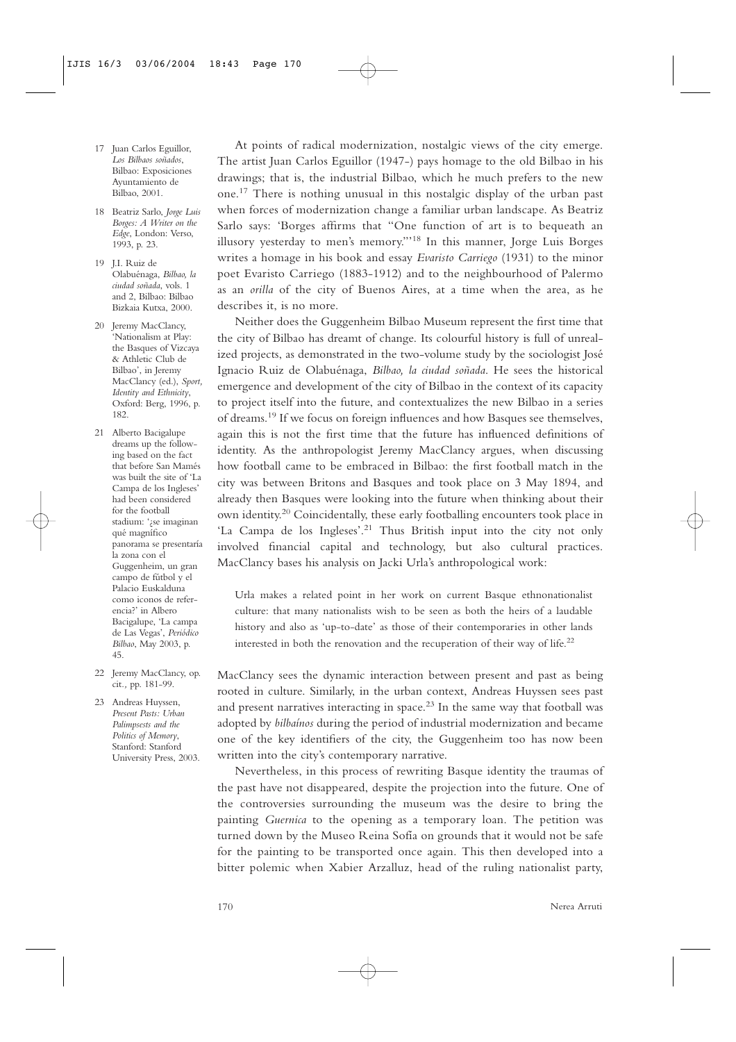At points of radical modernization, nostalgic views of the city emerge. The artist Juan Carlos Eguillor (1947-) pays homage to the old Bilbao in his drawings; that is, the industrial Bilbao, which he much prefers to the new one.[17] There is nothing unusual in this nostalgic display of the urban past when forces of modernization change a familiar urban landscape. As Beatriz Sarlo says: 'Borges affirms that "One function of art is to bequeath an illusory yesterday to men's memory."'[18] In this manner, Jorge Luis Borges writes a homage in his book and essay *Evaristo Carriego* (1931) to the minor poet Evaristo Carriego (1883-1912) and to the neighbourhood of Palermo as an *orilla* of the city of Buenos Aires, at a time when the area, as he describes it, is no more.

Neither does the Guggenheim Bilbao Museum represent the first time that the city of Bilbao has dreamt of change. Its colourful history is full of unrealized projects, as demonstrated in the two-volume study by the sociologist José Ignacio Ruiz de Olabuénaga, *Bilbao, la ciudad soñada*. He sees the historical emergence and development of the city of Bilbao in the context of its capacity to project itself into the future, and contextualizes the new Bilbao in a series of dreams.[19] If we focus on foreign influences and how Basques see themselves, again this is not the first time that the future has influenced definitions of identity. As the anthropologist Jeremy MacClancy argues, when discussing how football came to be embraced in Bilbao: the first football match in the city was between Britons and Basques and took place on 3 May 1894, and already then Basques were looking into the future when thinking about their own identity.[20] Coincidentally, these early footballing encounters took place in 'La Campa de los Ingleses'.[21] Thus British input into the city not only involved financial capital and technology, but also cultural practices. MacClancy bases his analysis on Jacki Urla's anthropological work:

> Urla makes a related point in her work on current Basque ethnonationalist culture: that many nationalists wish to be seen as both the heirs of a laudable history and also as 'up-to-date' as those of their contemporaries in other lands interested in both the renovation and the recuperation of their way of life.[22]

MacClancy sees the dynamic interaction between present and past as being rooted in culture. Similarly, in the urban context, Andreas Huyssen sees past and present narratives interacting in space.[23] In the same way that football was adopted by *bilbaínos* during the period of industrial modernization and became one of the key identifiers of the city, the Guggenheim too has now been written into the city's contemporary narrative.

Nevertheless, in this process of rewriting Basque identity the traumas of the past have not disappeared, despite the projection into the future. One of the controversies surrounding the museum was the desire to bring the painting *Guernica* to the opening as a temporary loan. The petition was turned down by the Museo Reina Sofía on grounds that it would not be safe for the painting to be transported once again. This then developed into a bitter polemic when Xabier Arzalluz, head of the ruling nationalist party,

---

17 Juan Carlos Eguillor, *Los Bilbaos soñados*, Bilbao: Exposiciones Ayuntamiento de Bilbao, 2001.

18 Beatriz Sarlo, *Jorge Luis Borges: A Writer on the Edge*, London: Verso, 1993, p. 23.

19 J.I. Ruiz de Olabuénaga, *Bilbao, la ciudad soñada*, vols. 1 and 2, Bilbao: Bilbao Bizkaia Kutxa, 2000.

20 Jeremy MacClancy, 'Nationalism at Play: the Basques of Vizcaya & Athletic Club de Bilbao', in Jeremy MacClancy (ed.), *Sport, Identity and Ethnicity*, Oxford: Berg, 1996, p. 182.

21 Alberto Bacigalupe dreams up the following based on the fact that before San Mamés was built the site of 'La Campa de los Ingleses' had been considered for the football stadium: '¿se imaginan qué magnífico panorama se presentaría la zona con el Guggenheim, un gran campo de fútbol y el Palacio Euskalduna como iconos de referencia?' in Albero Bacigalupe, 'La campa de Las Vegas', *Periódico Bilbao*, May 2003, p. 45.

22 Jeremy MacClancy, op. cit., pp. 181-99.

23 Andreas Huyssen, *Present Pasts: Urban Palimpsests and the Politics of Memory*, Stanford: Stanford University Press, 2003.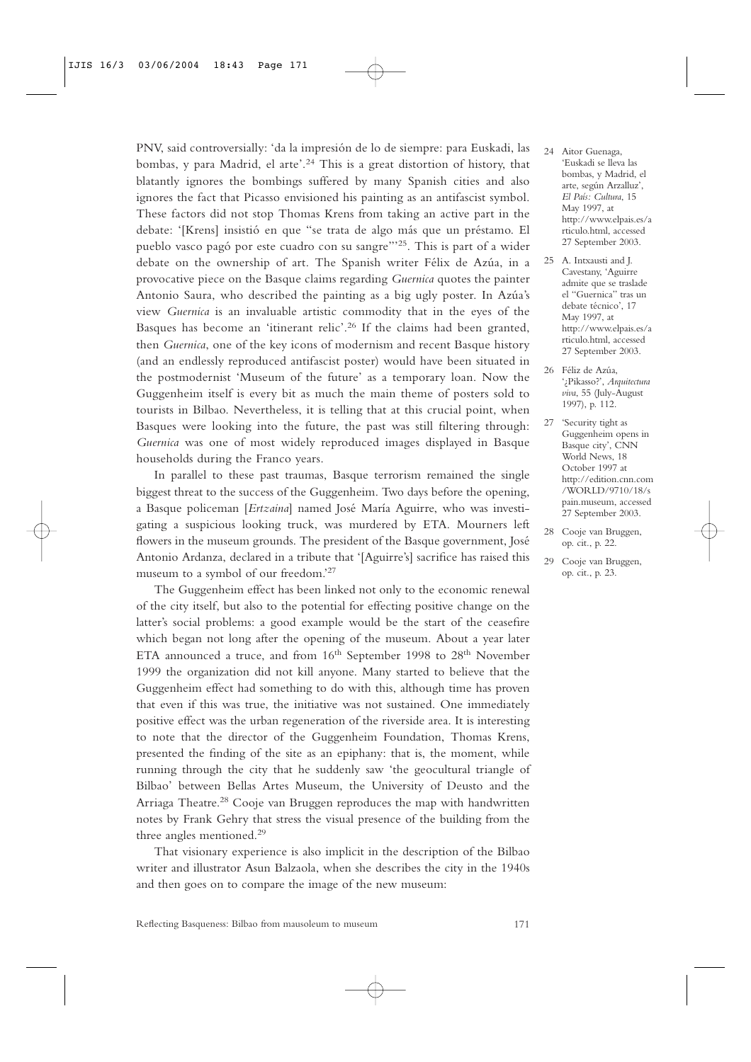PNV, said controversially: 'da la impresión de lo de siempre: para Euskadi, las bombas, y para Madrid, el arte'.[24] This is a great distortion of history, that blatantly ignores the bombings suffered by many Spanish cities and also ignores the fact that Picasso envisioned his painting as an antifascist symbol. These factors did not stop Thomas Krens from taking an active part in the debate: '[Krens] insistió en que "se trata de algo más que un préstamo. El pueblo vasco pagó por este cuadro con su sangre"'[25]. This is part of a wider debate on the ownership of art. The Spanish writer Félix de Azúa, in a provocative piece on the Basque claims regarding *Guernica* quotes the painter Antonio Saura, who described the painting as a big ugly poster. In Azúa's view *Guernica* is an invaluable artistic commodity that in the eyes of the Basques has become an 'itinerant relic'.[26] If the claims had been granted, then *Guernica*, one of the key icons of modernism and recent Basque history (and an endlessly reproduced antifascist poster) would have been situated in the postmodernist 'Museum of the future' as a temporary loan. Now the Guggenheim itself is every bit as much the main theme of posters sold to tourists in Bilbao. Nevertheless, it is telling that at this crucial point, when Basques were looking into the future, the past was still filtering through: *Guernica* was one of most widely reproduced images displayed in Basque households during the Franco years.

In parallel to these past traumas, Basque terrorism remained the single biggest threat to the success of the Guggenheim. Two days before the opening, a Basque policeman [*Ertzaina*] named José María Aguirre, who was investigating a suspicious looking truck, was murdered by ETA. Mourners left flowers in the museum grounds. The president of the Basque government, José Antonio Ardanza, declared in a tribute that '[Aguirre's] sacrifice has raised this museum to a symbol of our freedom.'[27]

The Guggenheim effect has been linked not only to the economic renewal of the city itself, but also to the potential for effecting positive change on the latter's social problems: a good example would be the start of the ceasefire which began not long after the opening of the museum. About a year later ETA announced a truce, and from 16th September 1998 to 28th November 1999 the organization did not kill anyone. Many started to believe that the Guggenheim effect had something to do with this, although time has proven that even if this was true, the initiative was not sustained. One immediately positive effect was the urban regeneration of the riverside area. It is interesting to note that the director of the Guggenheim Foundation, Thomas Krens, presented the finding of the site as an epiphany: that is, the moment, while running through the city that he suddenly saw 'the geocultural triangle of Bilbao' between Bellas Artes Museum, the University of Deusto and the Arriaga Theatre.[28] Cooje van Bruggen reproduces the map with handwritten notes by Frank Gehry that stress the visual presence of the building from the three angles mentioned.[29]

That visionary experience is also implicit in the description of the Bilbao writer and illustrator Asun Balzaola, when she describes the city in the 1940s and then goes on to compare the image of the new museum:

---

24 Aitor Guenaga, 'Euskadi se lleva las bombas, y Madrid, el arte, según Arzalluz', *El País: Cultura*, 15 May 1997, at http://www.elpais.es/articulo.html, accessed 27 September 2003.

25 A. Intxausti and J. Cavestany, 'Aguirre admite que se traslade el "Guernica" tras un debate técnico', 17 May 1997, at http://www.elpais.es/articulo.html, accessed 27 September 2003.

26 Féliz de Azúa, '¿Pikasso?', *Arquitectura viva*, 55 (July-August 1997), p. 112.

27 'Security tight as Guggenheim opens in Basque city', CNN World News, 18 October 1997 at http://edition.cnn.com/WORLD/9710/18/spain.museum, accessed 27 September 2003.

28 Cooje van Bruggen, op. cit., p. 22.

29 Cooje van Bruggen, op. cit., p. 23.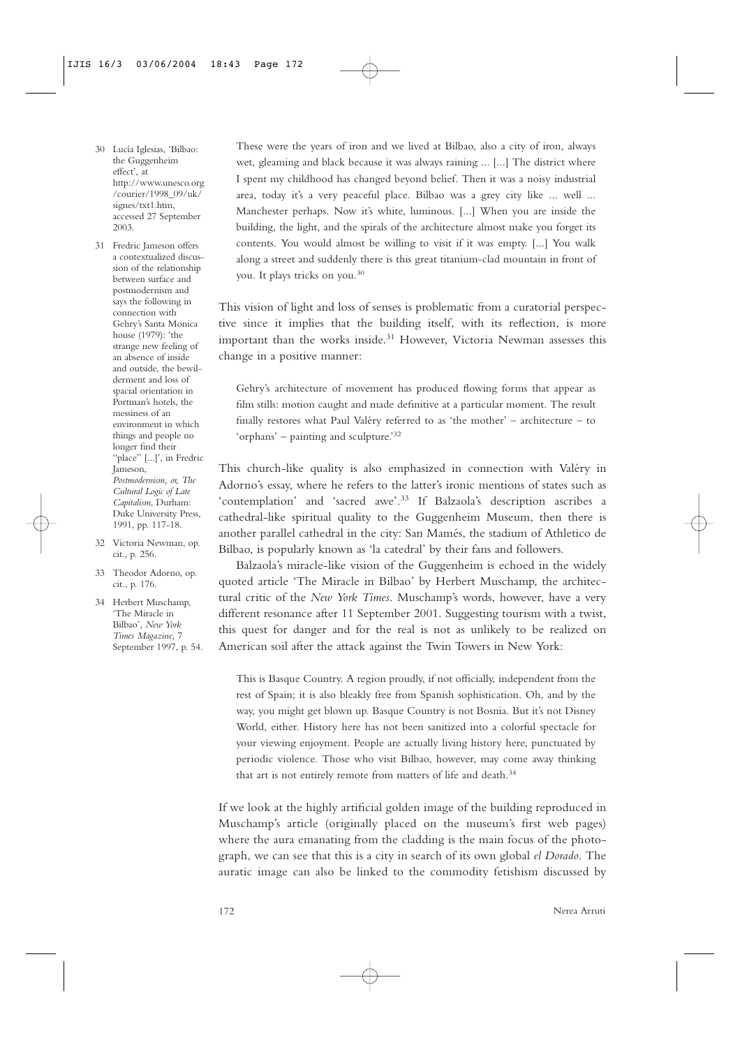> These were the years of iron and we lived at Bilbao, also a city of iron, always wet, gleaming and black because it was always raining ... [...] The district where I spent my childhood has changed beyond belief. Then it was a noisy industrial area, today it's a very peaceful place. Bilbao was a grey city like ... well ... Manchester perhaps. Now it's white, luminous. [...] When you are inside the building, the light, and the spirals of the architecture almost make you forget its contents. You would almost be willing to visit if it was empty. [...] You walk along a street and suddenly there is this great titanium-clad mountain in front of you. It plays tricks on you.[30]

This vision of light and loss of senses is problematic from a curatorial perspective since it implies that the building itself, with its reflection, is more important than the works inside.[31] However, Victoria Newman assesses this change in a positive manner:

> Gehry's architecture of movement has produced flowing forms that appear as film stills: motion caught and made definitive at a particular moment. The result finally restores what Paul Valéry referred to as 'the mother' – architecture – to 'orphans' – painting and sculpture.'[32]

This church-like quality is also emphasized in connection with Valéry in Adorno's essay, where he refers to the latter's ironic mentions of states such as 'contemplation' and 'sacred awe'.[33] If Balzaola's description ascribes a cathedral-like spiritual quality to the Guggenheim Museum, then there is another parallel cathedral in the city: San Mamés, the stadium of Athletico de Bilbao, is popularly known as 'la catedral' by their fans and followers.

Balzaola's miracle-like vision of the Guggenheim is echoed in the widely quoted article 'The Miracle in Bilbao' by Herbert Muschamp, the architectural critic of the *New York Times*. Muschamp's words, however, have a very different resonance after 11 September 2001. Suggesting tourism with a twist, this quest for danger and for the real is not as unlikely to be realized on American soil after the attack against the Twin Towers in New York:

> This is Basque Country. A region proudly, if not officially, independent from the rest of Spain; it is also bleakly free from Spanish sophistication. Oh, and by the way, you might get blown up. Basque Country is not Bosnia. But it's not Disney World, either. History here has not been sanitized into a colorful spectacle for your viewing enjoyment. People are actually living history here, punctuated by periodic violence. Those who visit Bilbao, however, may come away thinking that art is not entirely remote from matters of life and death.[34]

If we look at the highly artificial golden image of the building reproduced in Muschamp's article (originally placed on the museum's first web pages) where the aura emanating from the cladding is the main focus of the photograph, we can see that this is a city in search of its own global *el Dorado*. The auratic image can also be linked to the commodity fetishism discussed by

---

30 Lucía Iglesias, 'Bilbao: the Guggenheim effect', at http://www.unesco.org/courier/1998_09/uk/signes/txt1.htm, accessed 27 September 2003.

31 Fredric Jameson offers a contextualized discussion of the relationship between surface and postmodernism and says the following in connection with Gehry's Santa Monica house (1979): 'the strange new feeling of an absence of inside and outside, the bewilderment and loss of spacial orientation in Portman's hotels, the messiness of an environment in which things and people no longer find their "place" [...]', in Fredric Jameson, *Postmodernism, or, The Cultural Logic of Late Capitalism*, Durham: Duke University Press, 1991, pp. 117-18.

32 Victoria Newman, op. cit., p. 256.

33 Theodor Adorno, op. cit., p. 176.

34 Herbert Muschamp, 'The Miracle in Bilbao', *New York Times Magazine*, 7 September 1997, p. 54.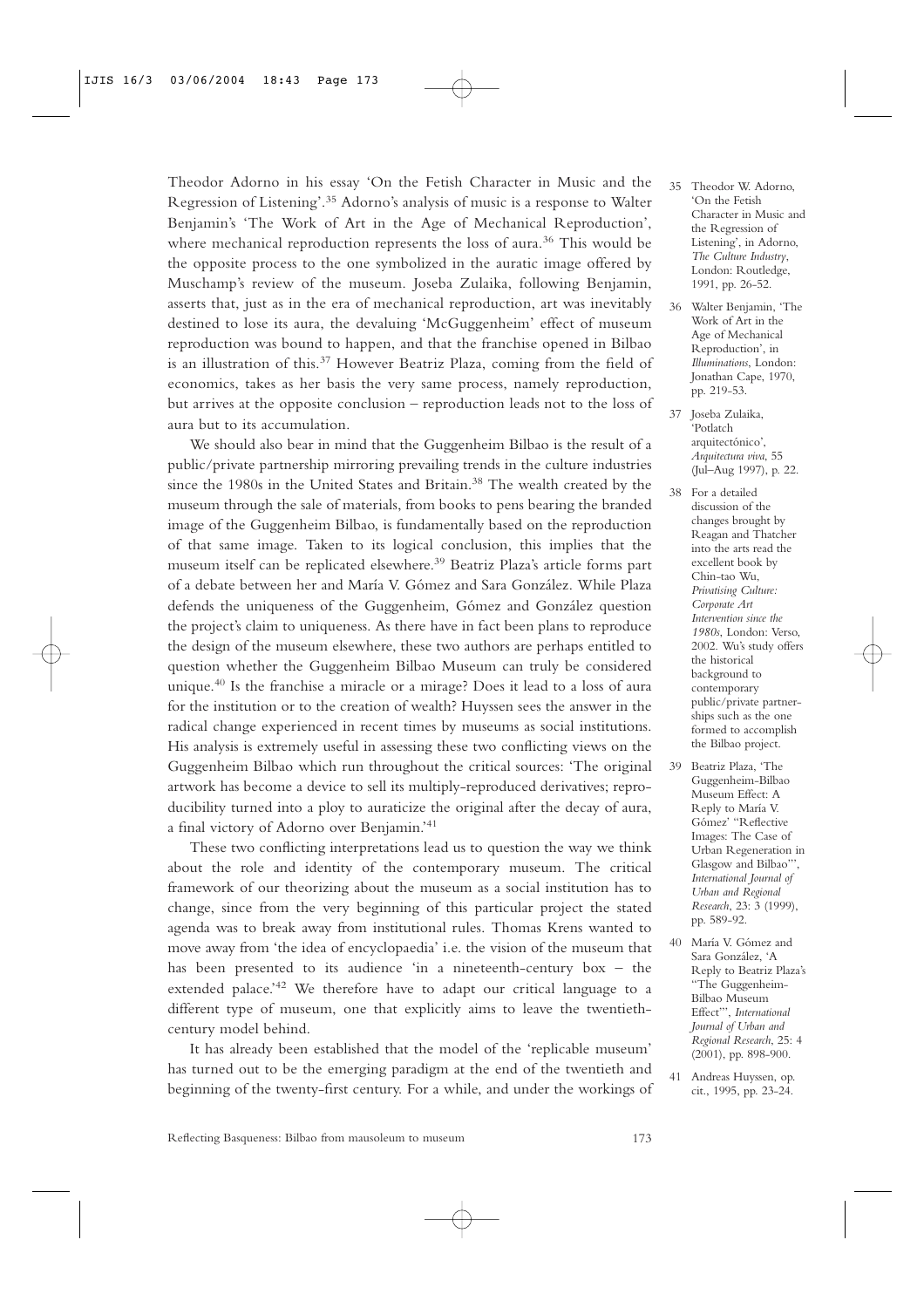Theodor Adorno in his essay 'On the Fetish Character in Music and the Regression of Listening'.[35] Adorno's analysis of music is a response to Walter Benjamin's 'The Work of Art in the Age of Mechanical Reproduction', where mechanical reproduction represents the loss of aura.[36] This would be the opposite process to the one symbolized in the auratic image offered by Muschamp's review of the museum. Joseba Zulaika, following Benjamin, asserts that, just as in the era of mechanical reproduction, art was inevitably destined to lose its aura, the devaluing 'McGuggenheim' effect of museum reproduction was bound to happen, and that the franchise opened in Bilbao is an illustration of this.[37] However Beatriz Plaza, coming from the field of economics, takes as her basis the very same process, namely reproduction, but arrives at the opposite conclusion – reproduction leads not to the loss of aura but to its accumulation.

We should also bear in mind that the Guggenheim Bilbao is the result of a public/private partnership mirroring prevailing trends in the culture industries since the 1980s in the United States and Britain.[38] The wealth created by the museum through the sale of materials, from books to pens bearing the branded image of the Guggenheim Bilbao, is fundamentally based on the reproduction of that same image. Taken to its logical conclusion, this implies that the museum itself can be replicated elsewhere.[39] Beatriz Plaza's article forms part of a debate between her and María V. Gómez and Sara González. While Plaza defends the uniqueness of the Guggenheim, Gómez and González question the project's claim to uniqueness. As there have in fact been plans to reproduce the design of the museum elsewhere, these two authors are perhaps entitled to question whether the Guggenheim Bilbao Museum can truly be considered unique.[40] Is the franchise a miracle or a mirage? Does it lead to a loss of aura for the institution or to the creation of wealth? Huyssen sees the answer in the radical change experienced in recent times by museums as social institutions. His analysis is extremely useful in assessing these two conflicting views on the Guggenheim Bilbao which run throughout the critical sources: 'The original artwork has become a device to sell its multiply-reproduced derivatives; reproducibility turned into a ploy to auraticize the original after the decay of aura, a final victory of Adorno over Benjamin.'[41]

These two conflicting interpretations lead us to question the way we think about the role and identity of the contemporary museum. The critical framework of our theorizing about the museum as a social institution has to change, since from the very beginning of this particular project the stated agenda was to break away from institutional rules. Thomas Krens wanted to move away from 'the idea of encyclopaedia' i.e. the vision of the museum that has been presented to its audience 'in a nineteenth-century box – the extended palace.'[42] We therefore have to adapt our critical language to a different type of museum, one that explicitly aims to leave the twentieth-century model behind.

It has already been established that the model of the 'replicable museum' has turned out to be the emerging paradigm at the end of the twentieth and beginning of the twenty-first century. For a while, and under the workings of

35 Theodor W. Adorno, 'On the Fetish Character in Music and the Regression of Listening', in Adorno, *The Culture Industry*, London: Routledge, 1991, pp. 26-52.

36 Walter Benjamin, 'The Work of Art in the Age of Mechanical Reproduction', in *Illuminations*, London: Jonathan Cape, 1970, pp. 219-53.

37 Joseba Zulaika, 'Potlatch arquitectónico', *Arquitectura viva*, 55 (Jul–Aug 1997), p. 22.

38 For a detailed discussion of the changes brought by Reagan and Thatcher into the arts read the excellent book by Chin-tao Wu, *Privatising Culture: Corporate Art Intervention since the 1980s*, London: Verso, 2002. Wu's study offers the historical background to contemporary public/private partnerships such as the one formed to accomplish the Bilbao project.

39 Beatriz Plaza, 'The Guggenheim-Bilbao Museum Effect: A Reply to María V. Gómez' "Reflective Images: The Case of Urban Regeneration in Glasgow and Bilbao"', *International Journal of Urban and Regional Research*, 23: 3 (1999), pp. 589-92.

40 María V. Gómez and Sara González, 'A Reply to Beatriz Plaza's "The Guggenheim-Bilbao Museum Effect"', *International Journal of Urban and Regional Research*, 25: 4 (2001), pp. 898-900.

41 Andreas Huyssen, op. cit., 1995, pp. 23-24.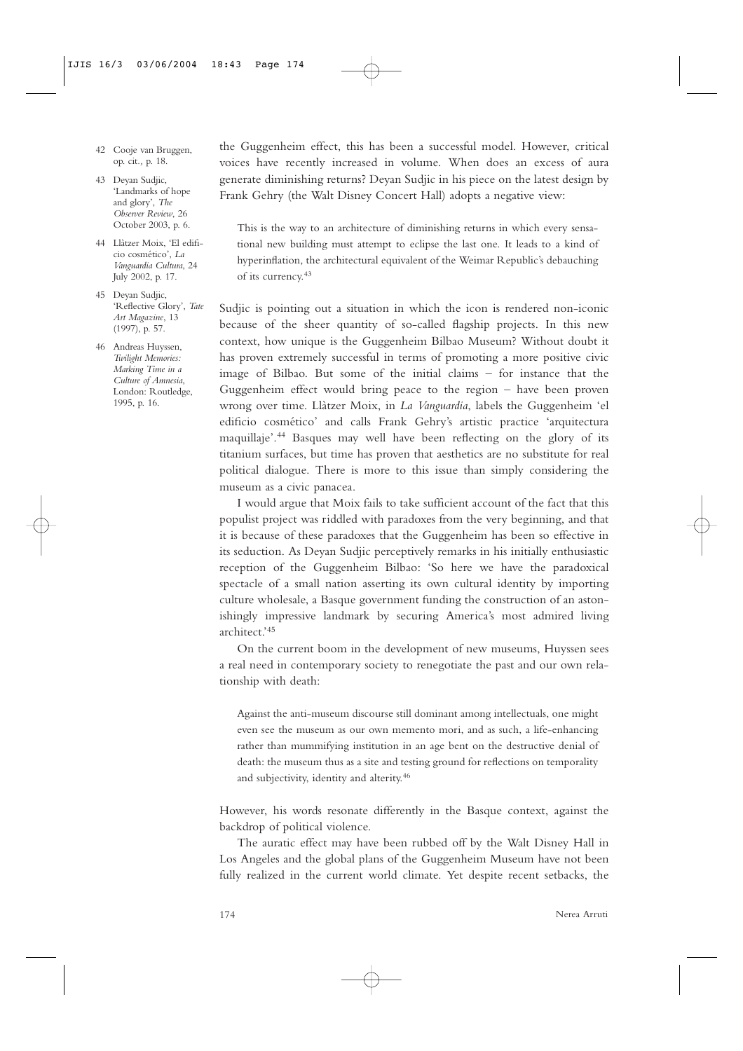the Guggenheim effect, this has been a successful model. However, critical voices have recently increased in volume. When does an excess of aura generate diminishing returns? Deyan Sudjic in his piece on the latest design by Frank Gehry (the Walt Disney Concert Hall) adopts a negative view:

> This is the way to an architecture of diminishing returns in which every sensational new building must attempt to eclipse the last one. It leads to a kind of hyperinflation, the architectural equivalent of the Weimar Republic's debauching of its currency.[43]

Sudjic is pointing out a situation in which the icon is rendered non-iconic because of the sheer quantity of so-called flagship projects. In this new context, how unique is the Guggenheim Bilbao Museum? Without doubt it has proven extremely successful in terms of promoting a more positive civic image of Bilbao. But some of the initial claims – for instance that the Guggenheim effect would bring peace to the region – have been proven wrong over time. Llàtzer Moix, in *La Vanguardia*, labels the Guggenheim 'el edificio cosmético' and calls Frank Gehry's artistic practice 'arquitectura maquillaje'.[44] Basques may well have been reflecting on the glory of its titanium surfaces, but time has proven that aesthetics are no substitute for real political dialogue. There is more to this issue than simply considering the museum as a civic panacea.

I would argue that Moix fails to take sufficient account of the fact that this populist project was riddled with paradoxes from the very beginning, and that it is because of these paradoxes that the Guggenheim has been so effective in its seduction. As Deyan Sudjic perceptively remarks in his initially enthusiastic reception of the Guggenheim Bilbao: 'So here we have the paradoxical spectacle of a small nation asserting its own cultural identity by importing culture wholesale, a Basque government funding the construction of an astonishingly impressive landmark by securing America's most admired living architect.'[45]

On the current boom in the development of new museums, Huyssen sees a real need in contemporary society to renegotiate the past and our own relationship with death:

> Against the anti-museum discourse still dominant among intellectuals, one might even see the museum as our own memento mori, and as such, a life-enhancing rather than mummifying institution in an age bent on the destructive denial of death: the museum thus as a site and testing ground for reflections on temporality and subjectivity, identity and alterity.[46]

However, his words resonate differently in the Basque context, against the backdrop of political violence.

The auratic effect may have been rubbed off by the Walt Disney Hall in Los Angeles and the global plans of the Guggenheim Museum have not been fully realized in the current world climate. Yet despite recent setbacks, the

42 Cooje van Bruggen, op. cit., p. 18.

43 Deyan Sudjic, 'Landmarks of hope and glory', *The Observer Review*, 26 October 2003, p. 6.

44 Llàtzer Moix, 'El edificio cosmético', *La Vanguardia Cultura*, 24 July 2002, p. 17.

45 Deyan Sudjic, 'Reflective Glory', *Tate Art Magazine*, 13 (1997), p. 57.

46 Andreas Huyssen, *Twilight Memories: Marking Time in a Culture of Amnesia*, London: Routledge, 1995, p. 16.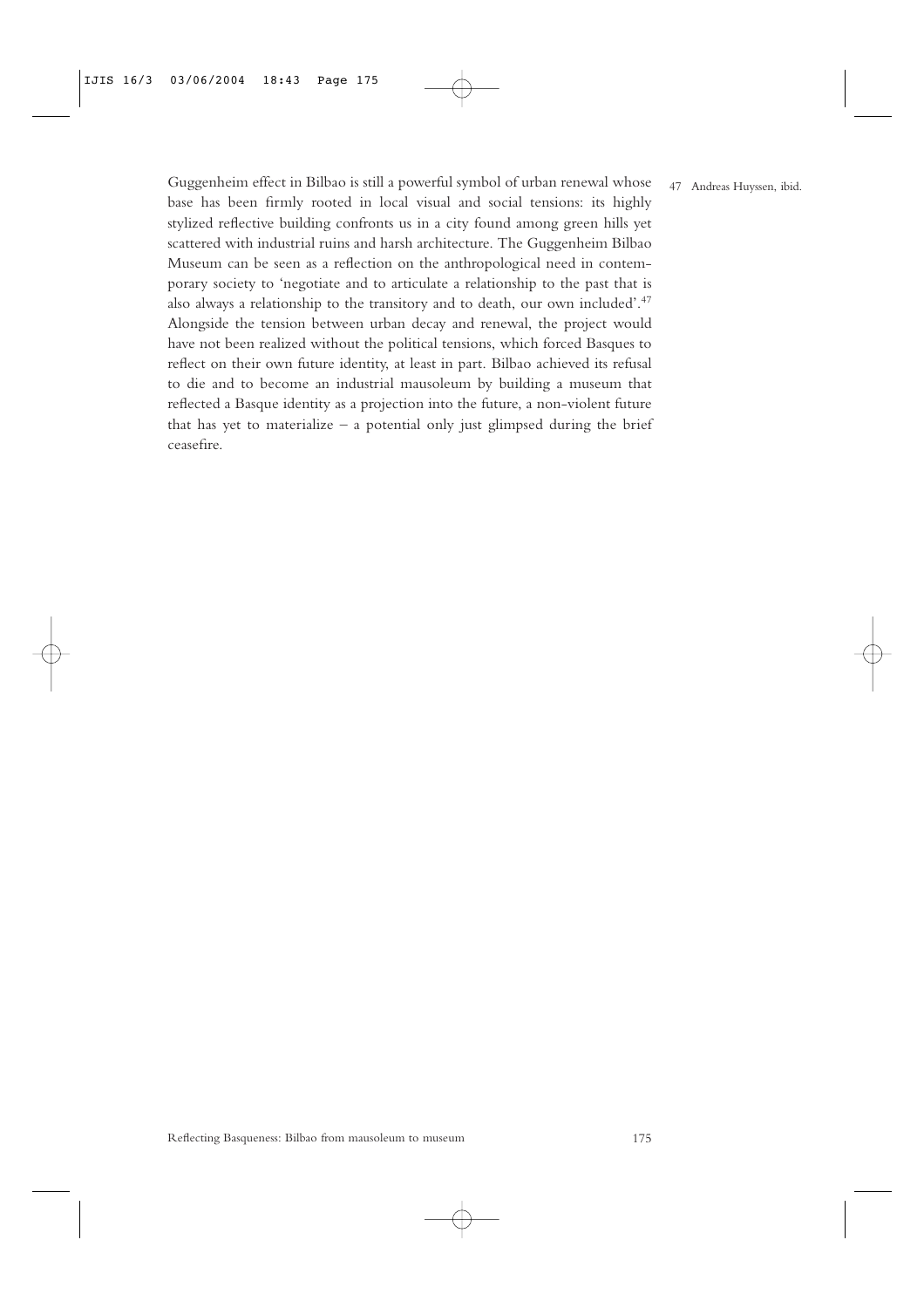Guggenheim effect in Bilbao is still a powerful symbol of urban renewal whose base has been firmly rooted in local visual and social tensions: its highly stylized reflective building confronts us in a city found among green hills yet scattered with industrial ruins and harsh architecture. The Guggenheim Bilbao Museum can be seen as a reflection on the anthropological need in contemporary society to 'negotiate and to articulate a relationship to the past that is also always a relationship to the transitory and to death, our own included'.[47] Alongside the tension between urban decay and renewal, the project would have not been realized without the political tensions, which forced Basques to reflect on their own future identity, at least in part. Bilbao achieved its refusal to die and to become an industrial mausoleum by building a museum that reflected a Basque identity as a projection into the future, a non-violent future that has yet to materialize – a potential only just glimpsed during the brief ceasefire.

47 Andreas Huyssen, ibid.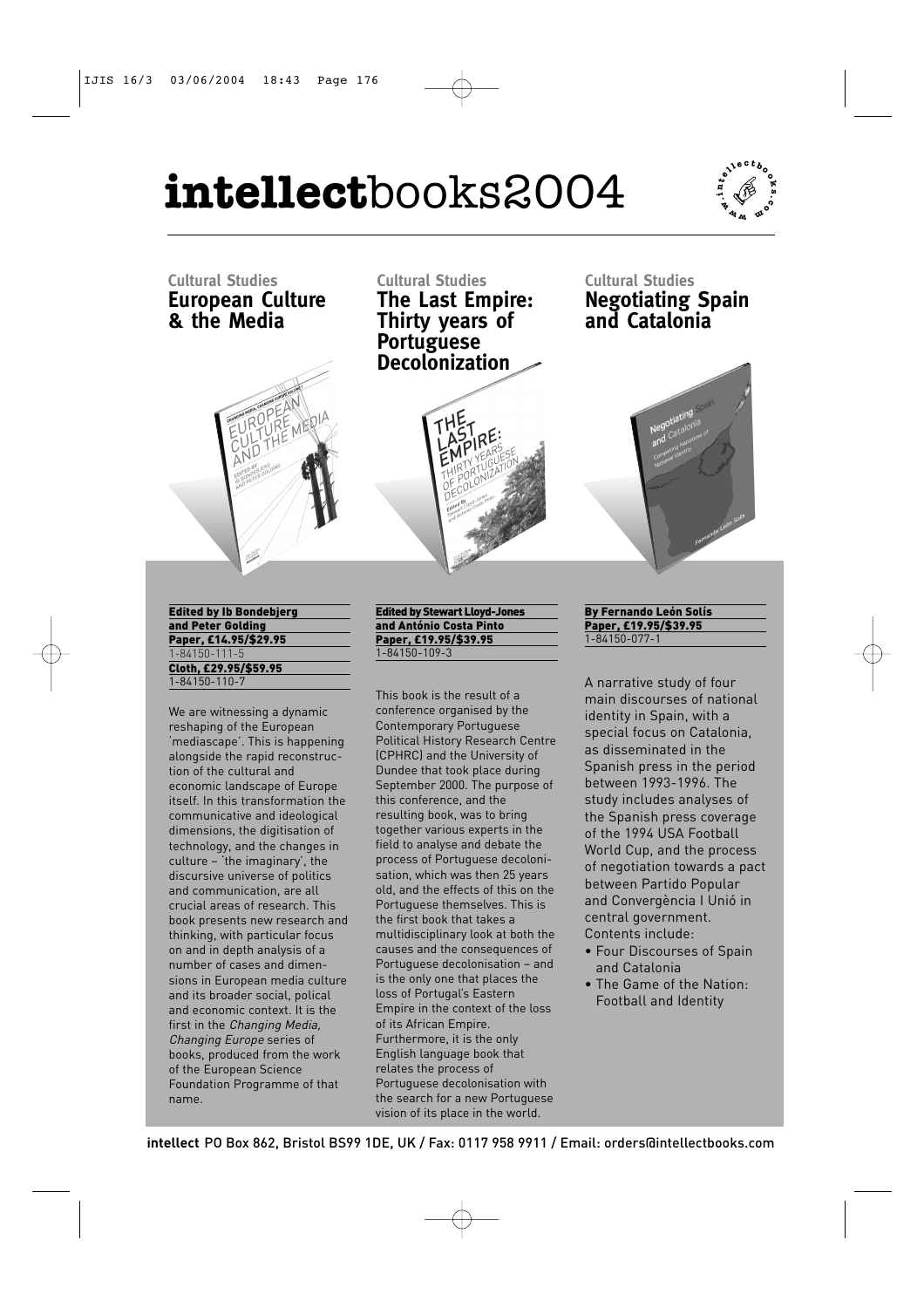# intellectbooks2004

## Cultural Studies
### European Culture & the Media

**Edited by Ib Bondebjerg and Peter Golding**
**Paper, £14.95/$29.95**
1-84150-111-5
**Cloth, £29.95/$59.95**
1-84150-110-7

We are witnessing a dynamic reshaping of the European 'mediascape'. This is happening alongside the rapid reconstruction of the cultural and economic landscape of Europe itself. In this transformation the communicative and ideological dimensions, the digitisation of technology, and the changes in culture – 'the imaginary', the discursive universe of politics and communication, are all crucial areas of research. This book presents new research and thinking, with particular focus on and in depth analysis of a number of cases and dimensions in European media culture and its broader social, polical and economic context. It is the first in the *Changing Media, Changing Europe* series of books, produced from the work of the European Science Foundation Programme of that name.

## Cultural Studies
### The Last Empire: Thirty years of Portuguese Decolonization

**Edited by Stewart Lloyd-Jones and António Costa Pinto**
**Paper, £19.95/$39.95**
1-84150-109-3

This book is the result of a conference organised by the Contemporary Portuguese Political History Research Centre (CPHRC) and the University of Dundee that took place during September 2000. The purpose of this conference, and the resulting book, was to bring together various experts in the field to analyse and debate the process of Portuguese decolonisation, which was then 25 years old, and the effects of this on the Portuguese themselves. This is the first book that takes a multidisciplinary look at both the causes and the consequences of Portuguese decolonisation – and is the only one that places the loss of Portugal's Eastern Empire in the context of the loss of its African Empire. Furthermore, it is the only English language book that relates the process of Portuguese decolonisation with the search for a new Portuguese vision of its place in the world.

## Cultural Studies
### Negotiating Spain and Catalonia

**By Fernando León Solís**
**Paper, £19.95/$39.95**
1-84150-077-1

A narrative study of four main discourses of national identity in Spain, with a special focus on Catalonia, as disseminated in the Spanish press in the period between 1993-1996. The study includes analyses of the Spanish press coverage of the 1994 USA Football World Cup, and the process of negotiation towards a pact between Partido Popular and Convergència I Unió in central government.
Contents include:

- Four Discourses of Spain and Catalonia
- The Game of the Nation: Football and Identity

**intellect** PO Box 862, Bristol BS99 1DE, UK / Fax: 0117 958 9911 / Email: orders@intellectbooks.com